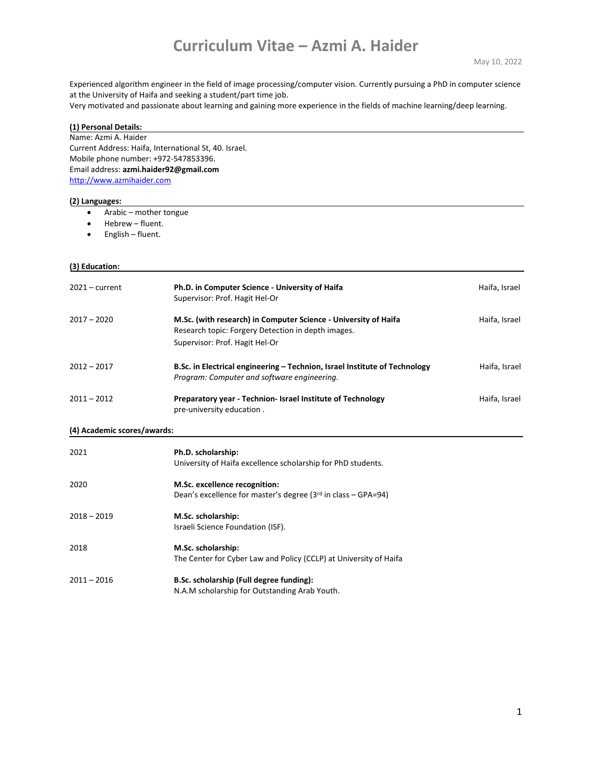# Curriculum Vitae – Azmi A. Haider

May 10, 2022

Experienced algorithm engineer in the field of image processing/computer vision. Currently pursuing a PhD in computer science at the University of Haifa and seeking a student/part time job.
Very motivated and passionate about learning and gaining more experience in the fields of machine learning/deep learning.

## (1) Personal Details:

Name: Azmi A. Haider
Current Address: Haifa, International St, 40. Israel.
Mobile phone number: +972-547853396.
Email address: **azmi.haider92@gmail.com**
http://www.azmihaider.com

## (2) Languages:

- Arabic – mother tongue
- Hebrew – fluent.
- English – fluent.

## (3) Education:

| | | |
|---|---|---|
| 2021 – current | **Ph.D. in Computer Science - University of Haifa**<br>Supervisor: Prof. Hagit Hel-Or | Haifa, Israel |
| 2017 – 2020 | **M.Sc. (with research) in Computer Science - University of Haifa**<br>Research topic: Forgery Detection in depth images.<br>Supervisor: Prof. Hagit Hel-Or | Haifa, Israel |
| 2012 – 2017 | **B.Sc. in Electrical engineering – Technion, Israel Institute of Technology**<br>*Program: Computer and software engineering.* | Haifa, Israel |
| 2011 – 2012 | **Preparatory year - Technion- Israel Institute of Technology**<br>pre-university education . | Haifa, Israel |

## (4) Academic scores/awards:

| | |
|---|---|
| 2021 | **Ph.D. scholarship:**<br>University of Haifa excellence scholarship for PhD students. |
| 2020 | **M.Sc. excellence recognition:**<br>Dean's excellence for master's degree (3rd in class – GPA=94) |
| 2018 – 2019 | **M.Sc. scholarship:**<br>Israeli Science Foundation (ISF). |
| 2018 | **M.Sc. scholarship:**<br>The Center for Cyber Law and Policy (CCLP) at University of Haifa |
| 2011 – 2016 | **B.Sc. scholarship (Full degree funding):**<br>N.A.M scholarship for Outstanding Arab Youth. |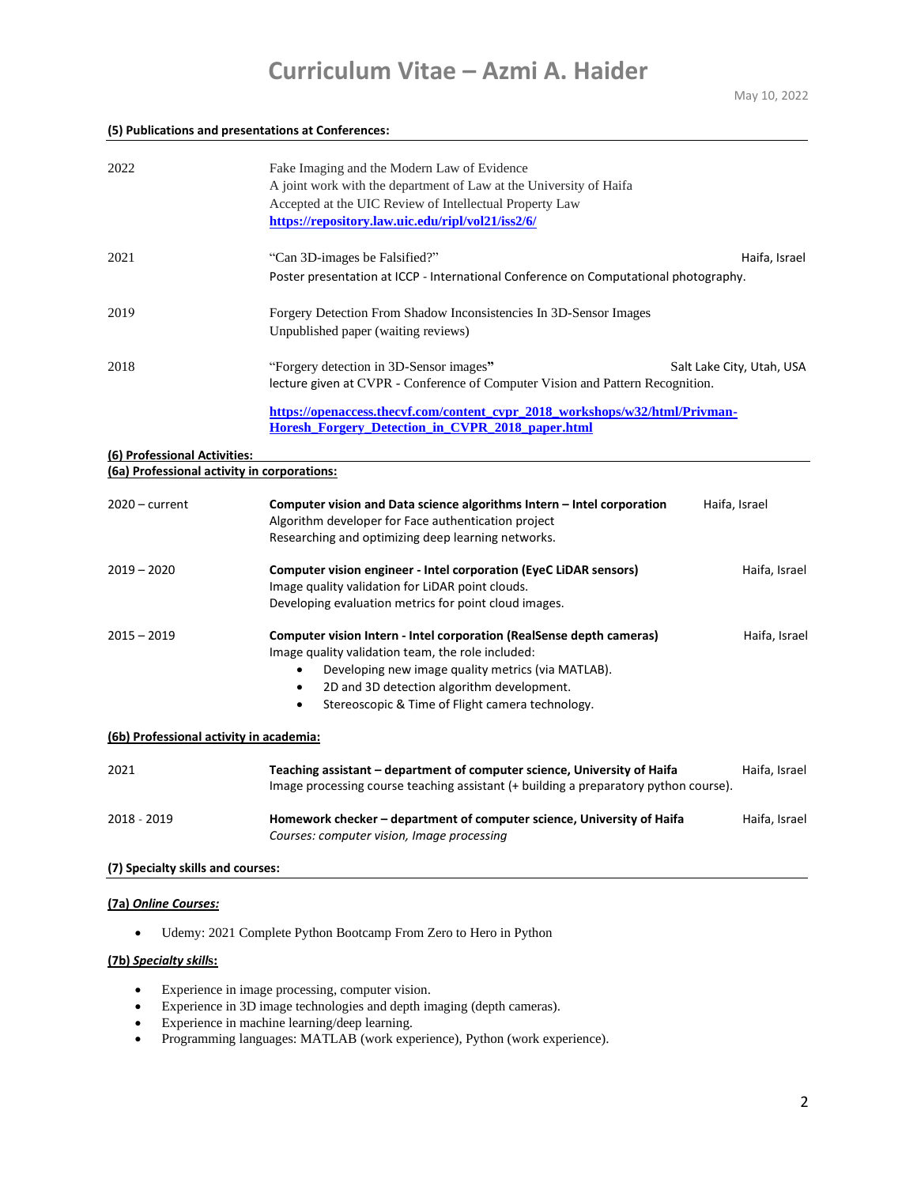# Curriculum Vitae – Azmi A. Haider

May 10, 2022

**(5) Publications and presentations at Conferences:**

2022

Fake Imaging and the Modern Law of Evidence
A joint work with the department of Law at the University of Haifa
Accepted at the UIC Review of Intellectual Property Law
**https://repository.law.uic.edu/ripl/vol21/iss2/6/**

2021

"Can 3D-images be Falsified?" — Haifa, Israel
Poster presentation at ICCP - International Conference on Computational photography.

2019

Forgery Detection From Shadow Inconsistencies In 3D-Sensor Images
Unpublished paper (waiting reviews)

2018

"Forgery detection in 3D-Sensor images**"** — Salt Lake City, Utah, USA
lecture given at CVPR - Conference of Computer Vision and Pattern Recognition.

**https://openaccess.thecvf.com/content_cvpr_2018_workshops/w32/html/Privman-Horesh_Forgery_Detection_in_CVPR_2018_paper.html**

**(6) Professional Activities:**

**(6a) Professional activity in corporations:**

2020 – current

**Computer vision and Data science algorithms Intern – Intel corporation** — Haifa, Israel
Algorithm developer for Face authentication project
Researching and optimizing deep learning networks.

2019 – 2020

**Computer vision engineer - Intel corporation (EyeC LiDAR sensors)** — Haifa, Israel
Image quality validation for LiDAR point clouds.
Developing evaluation metrics for point cloud images.

2015 – 2019

**Computer vision Intern - Intel corporation (RealSense depth cameras)** — Haifa, Israel
Image quality validation team, the role included:

- Developing new image quality metrics (via MATLAB).
- 2D and 3D detection algorithm development.
- Stereoscopic & Time of Flight camera technology.

**(6b) Professional activity in academia:**

2021

**Teaching assistant – department of computer science, University of Haifa** — Haifa, Israel
Image processing course teaching assistant (+ building a preparatory python course).

2018 - 2019

**Homework checker – department of computer science, University of Haifa** — Haifa, Israel
*Courses: computer vision, Image processing*

**(7) Specialty skills and courses:**

**(7a) *Online Courses:***

- Udemy: 2021 Complete Python Bootcamp From Zero to Hero in Python

**(7b) *Specialty skills*:**

- Experience in image processing, computer vision.
- Experience in 3D image technologies and depth imaging (depth cameras).
- Experience in machine learning/deep learning.
- Programming languages: MATLAB (work experience), Python (work experience).